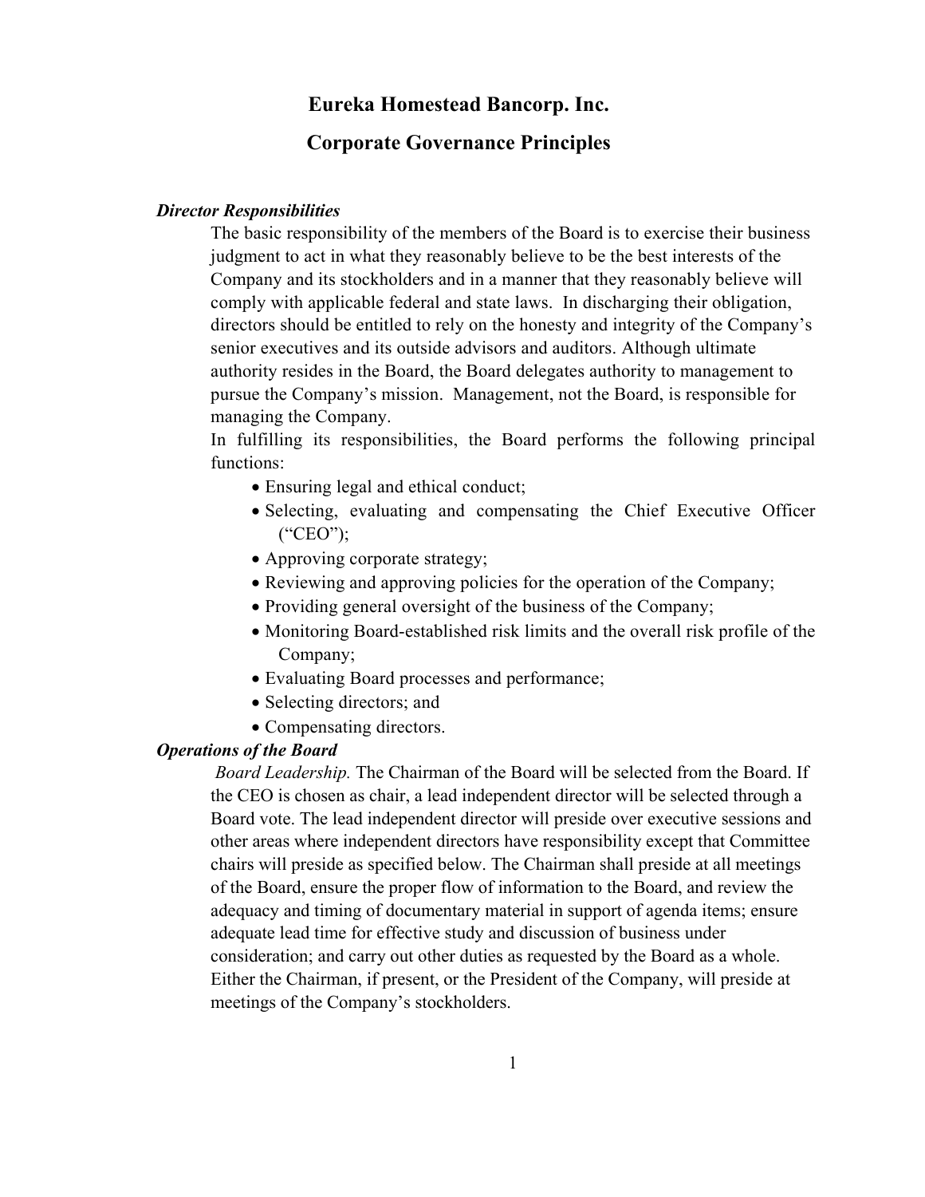# Eureka Homestead Bancorp. Inc.

# Corporate Governance Principles

***Director Responsibilities***

The basic responsibility of the members of the Board is to exercise their business judgment to act in what they reasonably believe to be the best interests of the Company and its stockholders and in a manner that they reasonably believe will comply with applicable federal and state laws. In discharging their obligation, directors should be entitled to rely on the honesty and integrity of the Company's senior executives and its outside advisors and auditors. Although ultimate authority resides in the Board, the Board delegates authority to management to pursue the Company's mission. Management, not the Board, is responsible for managing the Company.

In fulfilling its responsibilities, the Board performs the following principal functions:

- Ensuring legal and ethical conduct;
- Selecting, evaluating and compensating the Chief Executive Officer ("CEO");
- Approving corporate strategy;
- Reviewing and approving policies for the operation of the Company;
- Providing general oversight of the business of the Company;
- Monitoring Board-established risk limits and the overall risk profile of the Company;
- Evaluating Board processes and performance;
- Selecting directors; and
- Compensating directors.

***Operations of the Board***

*Board Leadership.* The Chairman of the Board will be selected from the Board. If the CEO is chosen as chair, a lead independent director will be selected through a Board vote. The lead independent director will preside over executive sessions and other areas where independent directors have responsibility except that Committee chairs will preside as specified below. The Chairman shall preside at all meetings of the Board, ensure the proper flow of information to the Board, and review the adequacy and timing of documentary material in support of agenda items; ensure adequate lead time for effective study and discussion of business under consideration; and carry out other duties as requested by the Board as a whole. Either the Chairman, if present, or the President of the Company, will preside at meetings of the Company's stockholders.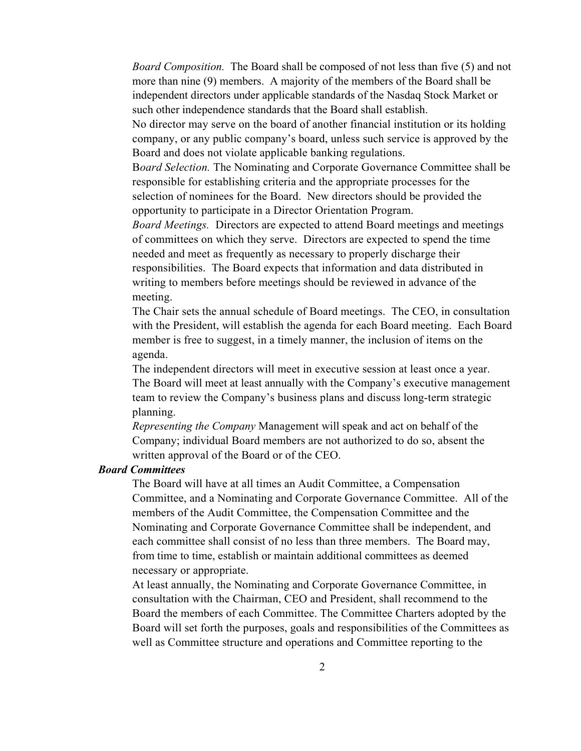*Board Composition.* The Board shall be composed of not less than five (5) and not more than nine (9) members. A majority of the members of the Board shall be independent directors under applicable standards of the Nasdaq Stock Market or such other independence standards that the Board shall establish.

No director may serve on the board of another financial institution or its holding company, or any public company's board, unless such service is approved by the Board and does not violate applicable banking regulations.

B*oard Selection.* The Nominating and Corporate Governance Committee shall be responsible for establishing criteria and the appropriate processes for the selection of nominees for the Board. New directors should be provided the opportunity to participate in a Director Orientation Program.

*Board Meetings.* Directors are expected to attend Board meetings and meetings of committees on which they serve. Directors are expected to spend the time needed and meet as frequently as necessary to properly discharge their responsibilities. The Board expects that information and data distributed in writing to members before meetings should be reviewed in advance of the meeting.

The Chair sets the annual schedule of Board meetings. The CEO, in consultation with the President, will establish the agenda for each Board meeting. Each Board member is free to suggest, in a timely manner, the inclusion of items on the agenda.

The independent directors will meet in executive session at least once a year. The Board will meet at least annually with the Company's executive management team to review the Company's business plans and discuss long-term strategic planning.

*Representing the Company* Management will speak and act on behalf of the Company; individual Board members are not authorized to do so, absent the written approval of the Board or of the CEO.

***Board Committees***

The Board will have at all times an Audit Committee, a Compensation Committee, and a Nominating and Corporate Governance Committee. All of the members of the Audit Committee, the Compensation Committee and the Nominating and Corporate Governance Committee shall be independent, and each committee shall consist of no less than three members. The Board may, from time to time, establish or maintain additional committees as deemed necessary or appropriate.

At least annually, the Nominating and Corporate Governance Committee, in consultation with the Chairman, CEO and President, shall recommend to the Board the members of each Committee. The Committee Charters adopted by the Board will set forth the purposes, goals and responsibilities of the Committees as well as Committee structure and operations and Committee reporting to the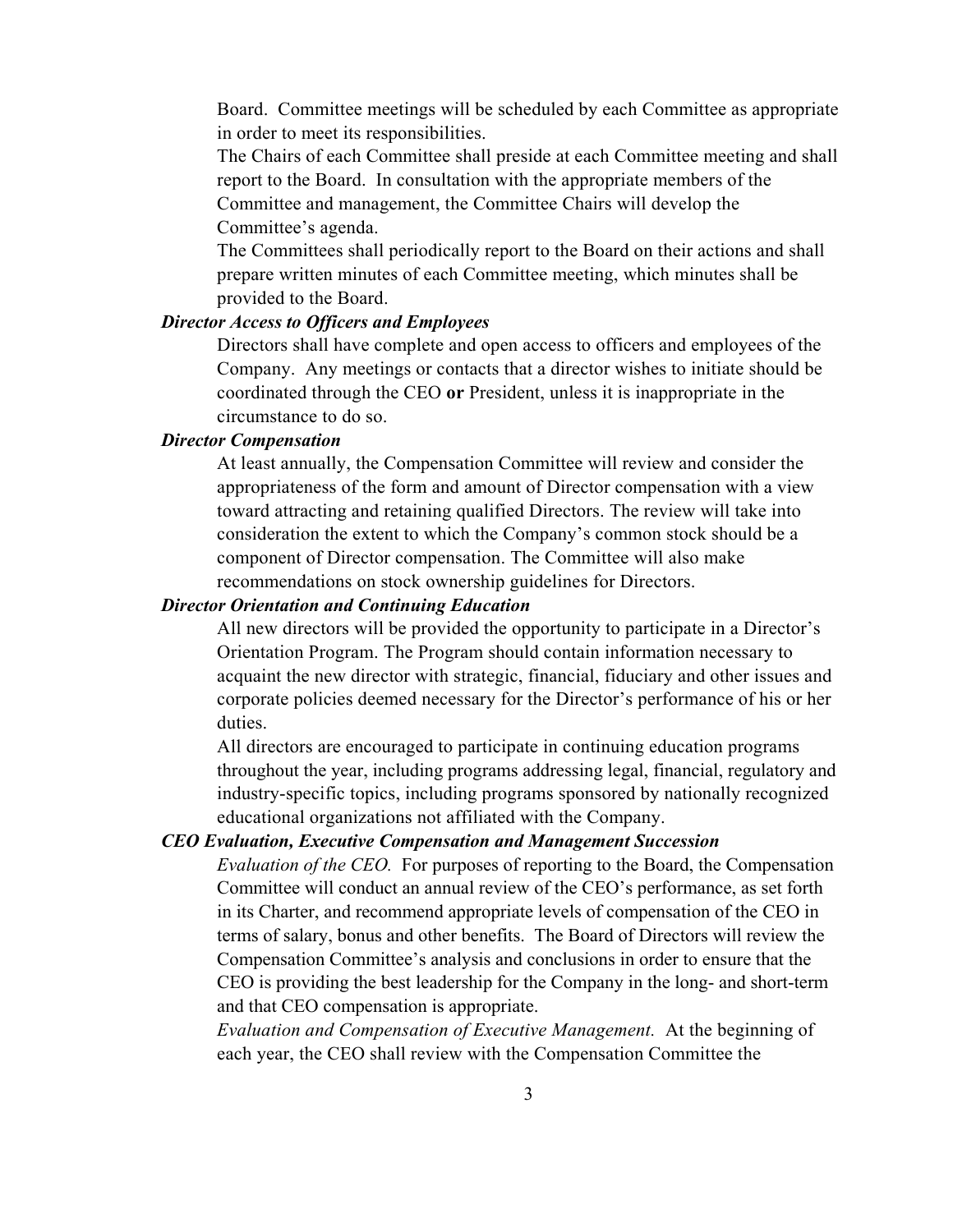Board. Committee meetings will be scheduled by each Committee as appropriate in order to meet its responsibilities.

The Chairs of each Committee shall preside at each Committee meeting and shall report to the Board. In consultation with the appropriate members of the Committee and management, the Committee Chairs will develop the Committee's agenda.

The Committees shall periodically report to the Board on their actions and shall prepare written minutes of each Committee meeting, which minutes shall be provided to the Board.

***Director Access to Officers and Employees***

Directors shall have complete and open access to officers and employees of the Company. Any meetings or contacts that a director wishes to initiate should be coordinated through the CEO **or** President, unless it is inappropriate in the circumstance to do so.

***Director Compensation***

At least annually, the Compensation Committee will review and consider the appropriateness of the form and amount of Director compensation with a view toward attracting and retaining qualified Directors. The review will take into consideration the extent to which the Company's common stock should be a component of Director compensation. The Committee will also make recommendations on stock ownership guidelines for Directors.

***Director Orientation and Continuing Education***

All new directors will be provided the opportunity to participate in a Director's Orientation Program. The Program should contain information necessary to acquaint the new director with strategic, financial, fiduciary and other issues and corporate policies deemed necessary for the Director's performance of his or her duties.

All directors are encouraged to participate in continuing education programs throughout the year, including programs addressing legal, financial, regulatory and industry-specific topics, including programs sponsored by nationally recognized educational organizations not affiliated with the Company.

***CEO Evaluation, Executive Compensation and Management Succession***

*Evaluation of the CEO.* For purposes of reporting to the Board, the Compensation Committee will conduct an annual review of the CEO's performance, as set forth in its Charter, and recommend appropriate levels of compensation of the CEO in terms of salary, bonus and other benefits. The Board of Directors will review the Compensation Committee's analysis and conclusions in order to ensure that the CEO is providing the best leadership for the Company in the long- and short-term and that CEO compensation is appropriate.

*Evaluation and Compensation of Executive Management.* At the beginning of each year, the CEO shall review with the Compensation Committee the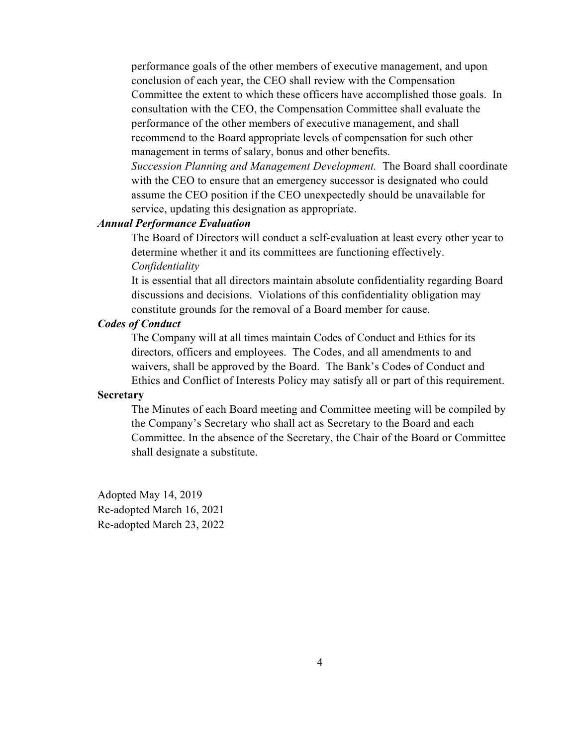performance goals of the other members of executive management, and upon conclusion of each year, the CEO shall review with the Compensation Committee the extent to which these officers have accomplished those goals. In consultation with the CEO, the Compensation Committee shall evaluate the performance of the other members of executive management, and shall recommend to the Board appropriate levels of compensation for such other management in terms of salary, bonus and other benefits.

*Succession Planning and Management Development.* The Board shall coordinate with the CEO to ensure that an emergency successor is designated who could assume the CEO position if the CEO unexpectedly should be unavailable for service, updating this designation as appropriate.

***Annual Performance Evaluation***

The Board of Directors will conduct a self-evaluation at least every other year to determine whether it and its committees are functioning effectively.

*Confidentiality*

It is essential that all directors maintain absolute confidentiality regarding Board discussions and decisions. Violations of this confidentiality obligation may constitute grounds for the removal of a Board member for cause.

***Codes of Conduct***

The Company will at all times maintain Codes of Conduct and Ethics for its directors, officers and employees. The Codes, and all amendments to and waivers, shall be approved by the Board. The Bank's Codes of Conduct and Ethics and Conflict of Interests Policy may satisfy all or part of this requirement.

**Secretary**

The Minutes of each Board meeting and Committee meeting will be compiled by the Company's Secretary who shall act as Secretary to the Board and each Committee. In the absence of the Secretary, the Chair of the Board or Committee shall designate a substitute.

Adopted May 14, 2019
Re-adopted March 16, 2021
Re-adopted March 23, 2022